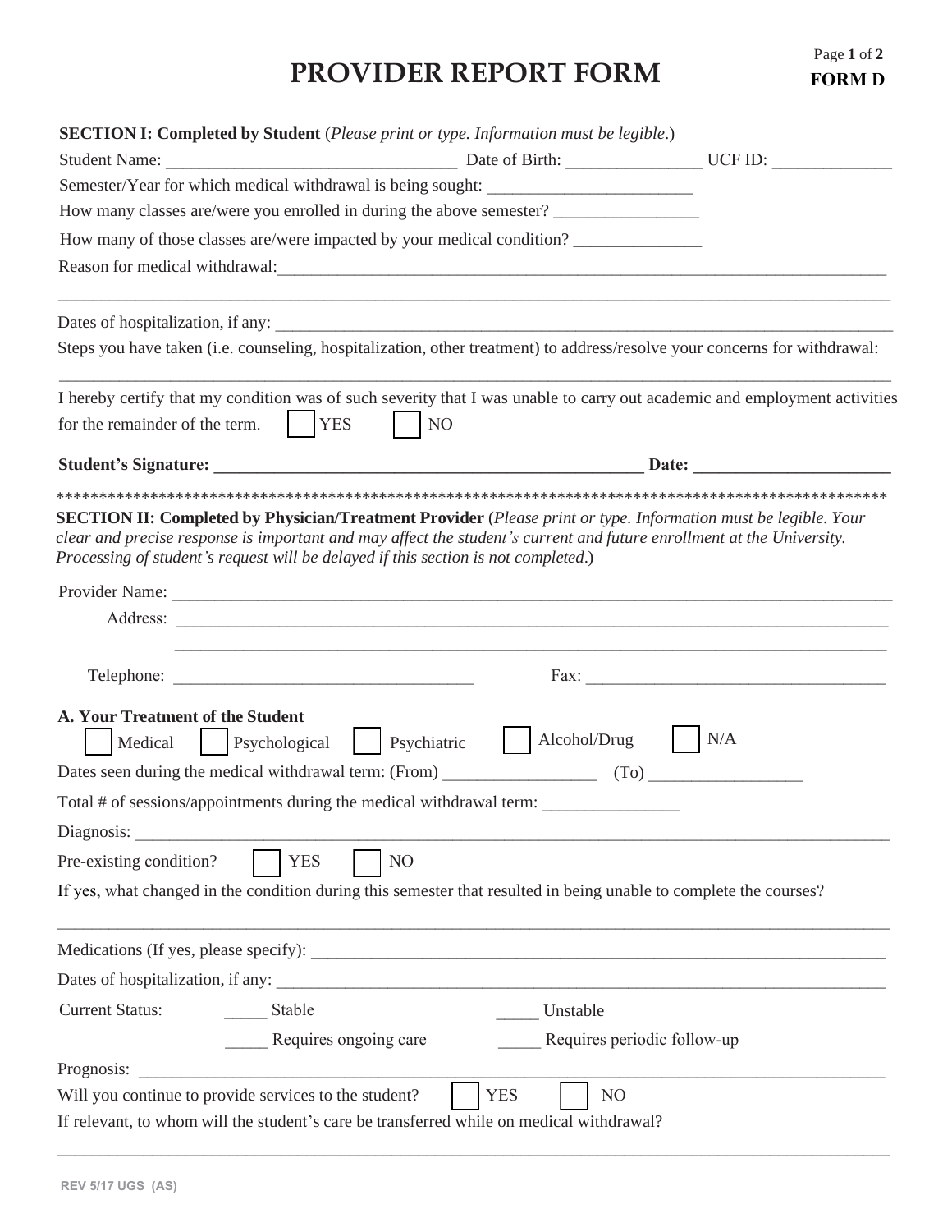# PROVIDER REPORT FORM

**FORM D**

**SECTION I: Completed by Student** (*Please print or type. Information must be legible*.)

Student Name: ________________________________ Date of Birth: _______________ UCF ID: _____________

Semester/Year for which medical withdrawal is being sought: _______________________

How many classes are/were you enrolled in during the above semester? ________________

How many of those classes are/were impacted by your medical condition? ______________

Reason for medical withdrawal:_______________________________________________________________________

_____________________________________________________________________________________________

Dates of hospitalization, if any: _______________________________________________________________

Steps you have taken (i.e. counseling, hospitalization, other treatment) to address/resolve your concerns for withdrawal:

_____________________________________________________________________________________________

I hereby certify that my condition was of such severity that I was unable to carry out academic and employment activities for the remainder of the term. ☐ YES ☐ NO

**Student's Signature: _______________________________________________ Date: ______________________**

*****************************************************************************************************

**SECTION II: Completed by Physician/Treatment Provider** (*Please print or type. Information must be legible. Your clear and precise response is important and may affect the student's current and future enrollment at the University. Processing of student's request will be delayed if this section is not completed*.)

Provider Name: _____________________________________________________________________________

Address: _____________________________________________________________________________

_____________________________________________________________________________

Telephone: __________________________________ Fax: __________________________________

**A. Your Treatment of the Student**

☐ Medical ☐ Psychological ☐ Psychiatric ☐ Alcohol/Drug ☐ N/A

Dates seen during the medical withdrawal term: (From) _________________ (To) _________________

Total # of sessions/appointments during the medical withdrawal term: _______________

Diagnosis: _________________________________________________________________________________

Pre-existing condition? ☐ YES ☐ NO

If yes, what changed in the condition during this semester that resulted in being unable to complete the courses?

_____________________________________________________________________________________________

Medications (If yes, please specify): _______________________________________________________________

Dates of hospitalization, if any: _______________________________________________________________

Current Status: _____ Stable _____ Unstable

_____ Requires ongoing care _____ Requires periodic follow-up

Prognosis: _________________________________________________________________________________

Will you continue to provide services to the student? ☐ YES ☐ NO

If relevant, to whom will the student's care be transferred while on medical withdrawal?

_____________________________________________________________________________________________

REV 5/17 UGS (AS)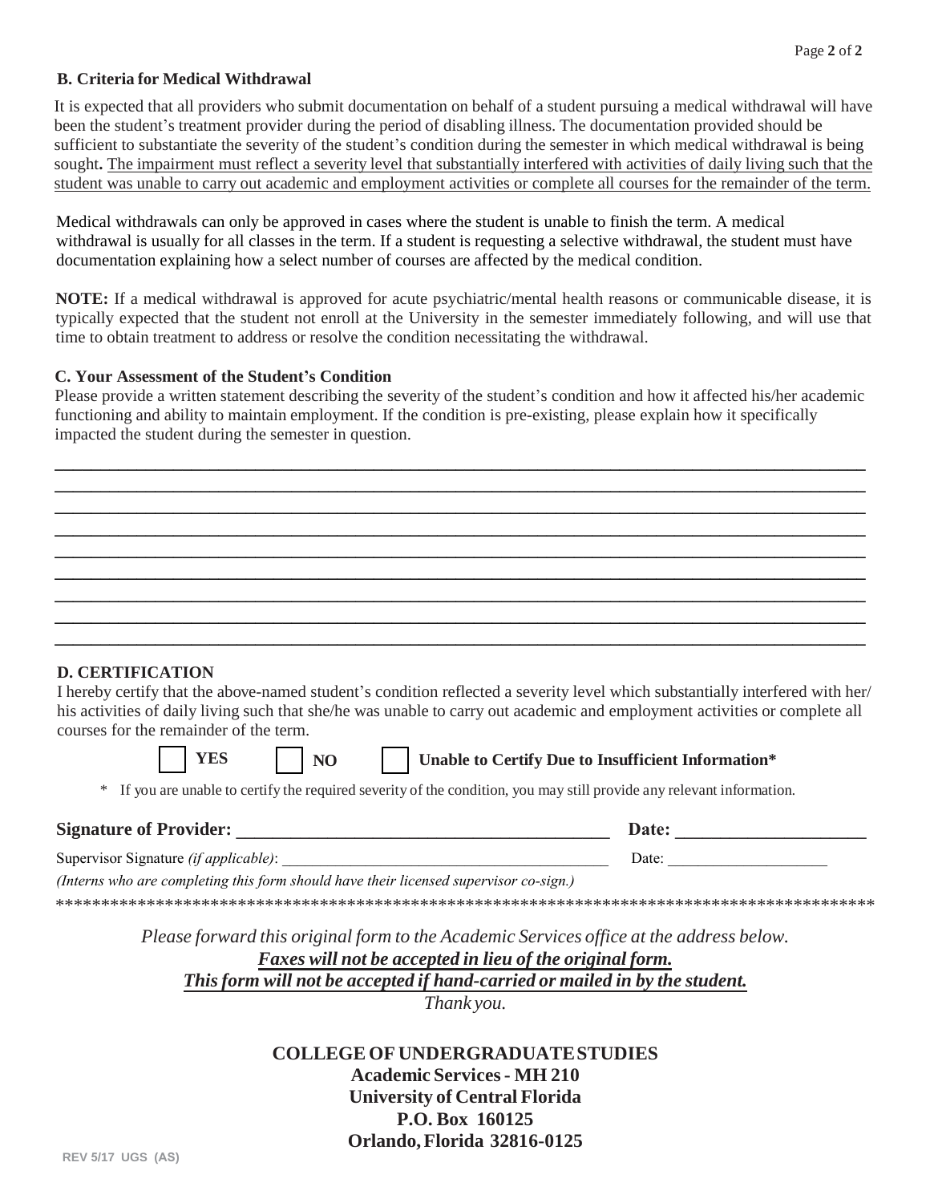### B. Criteria for Medical Withdrawal

It is expected that all providers who submit documentation on behalf of a student pursuing a medical withdrawal will have been the student's treatment provider during the period of disabling illness. The documentation provided should be sufficient to substantiate the severity of the student's condition during the semester in which medical withdrawal is being sought. <u>The impairment must reflect a severity level that substantially interfered with activities of daily living such that the student was unable to carry out academic and employment activities or complete all courses for the remainder of the term.</u>

Medical withdrawals can only be approved in cases where the student is unable to finish the term. A medical withdrawal is usually for all classes in the term. If a student is requesting a selective withdrawal, the student must have documentation explaining how a select number of courses are affected by the medical condition.

**NOTE:** If a medical withdrawal is approved for acute psychiatric/mental health reasons or communicable disease, it is typically expected that the student not enroll at the University in the semester immediately following, and will use that time to obtain treatment to address or resolve the condition necessitating the withdrawal.

### C. Your Assessment of the Student's Condition

Please provide a written statement describing the severity of the student's condition and how it affected his/her academic functioning and ability to maintain employment. If the condition is pre-existing, please explain how it specifically impacted the student during the semester in question.

\_\_\_\_\_\_\_\_\_\_\_\_\_\_\_\_\_\_\_\_\_\_\_\_\_\_\_\_\_\_\_\_\_\_\_\_\_\_\_\_\_\_\_\_\_\_\_\_\_\_\_\_\_\_\_\_\_\_\_\_\_\_\_\_\_\_\_\_\_\_\_\_\_\_\_\_\_\_

\_\_\_\_\_\_\_\_\_\_\_\_\_\_\_\_\_\_\_\_\_\_\_\_\_\_\_\_\_\_\_\_\_\_\_\_\_\_\_\_\_\_\_\_\_\_\_\_\_\_\_\_\_\_\_\_\_\_\_\_\_\_\_\_\_\_\_\_\_\_\_\_\_\_\_\_\_\_

\_\_\_\_\_\_\_\_\_\_\_\_\_\_\_\_\_\_\_\_\_\_\_\_\_\_\_\_\_\_\_\_\_\_\_\_\_\_\_\_\_\_\_\_\_\_\_\_\_\_\_\_\_\_\_\_\_\_\_\_\_\_\_\_\_\_\_\_\_\_\_\_\_\_\_\_\_\_

\_\_\_\_\_\_\_\_\_\_\_\_\_\_\_\_\_\_\_\_\_\_\_\_\_\_\_\_\_\_\_\_\_\_\_\_\_\_\_\_\_\_\_\_\_\_\_\_\_\_\_\_\_\_\_\_\_\_\_\_\_\_\_\_\_\_\_\_\_\_\_\_\_\_\_\_\_\_

\_\_\_\_\_\_\_\_\_\_\_\_\_\_\_\_\_\_\_\_\_\_\_\_\_\_\_\_\_\_\_\_\_\_\_\_\_\_\_\_\_\_\_\_\_\_\_\_\_\_\_\_\_\_\_\_\_\_\_\_\_\_\_\_\_\_\_\_\_\_\_\_\_\_\_\_\_\_

\_\_\_\_\_\_\_\_\_\_\_\_\_\_\_\_\_\_\_\_\_\_\_\_\_\_\_\_\_\_\_\_\_\_\_\_\_\_\_\_\_\_\_\_\_\_\_\_\_\_\_\_\_\_\_\_\_\_\_\_\_\_\_\_\_\_\_\_\_\_\_\_\_\_\_\_\_\_

\_\_\_\_\_\_\_\_\_\_\_\_\_\_\_\_\_\_\_\_\_\_\_\_\_\_\_\_\_\_\_\_\_\_\_\_\_\_\_\_\_\_\_\_\_\_\_\_\_\_\_\_\_\_\_\_\_\_\_\_\_\_\_\_\_\_\_\_\_\_\_\_\_\_\_\_\_\_

\_\_\_\_\_\_\_\_\_\_\_\_\_\_\_\_\_\_\_\_\_\_\_\_\_\_\_\_\_\_\_\_\_\_\_\_\_\_\_\_\_\_\_\_\_\_\_\_\_\_\_\_\_\_\_\_\_\_\_\_\_\_\_\_\_\_\_\_\_\_\_\_\_\_\_\_\_\_

\_\_\_\_\_\_\_\_\_\_\_\_\_\_\_\_\_\_\_\_\_\_\_\_\_\_\_\_\_\_\_\_\_\_\_\_\_\_\_\_\_\_\_\_\_\_\_\_\_\_\_\_\_\_\_\_\_\_\_\_\_\_\_\_\_\_\_\_\_\_\_\_\_\_\_\_\_\_

### D. CERTIFICATION

I hereby certify that the above-named student's condition reflected a severity level which substantially interfered with her/his activities of daily living such that she/he was unable to carry out academic and employment activities or complete all courses for the remainder of the term.

☐ **YES** ☐ **NO** ☐ **Unable to Certify Due to Insufficient Information***

\* If you are unable to certify the required severity of the condition, you may still provide any relevant information.

**Signature of Provider:** \_\_\_\_\_\_\_\_\_\_\_\_\_\_\_\_\_\_\_\_\_\_\_\_\_\_\_\_\_\_\_\_\_\_\_\_\_\_\_\_ **Date:** \_\_\_\_\_\_\_\_\_\_\_\_\_\_\_\_\_\_\_\_

Supervisor Signature *(if applicable)*: \_\_\_\_\_\_\_\_\_\_\_\_\_\_\_\_\_\_\_\_\_\_\_\_\_\_\_\_\_\_\_\_\_\_\_\_\_\_\_\_ Date: \_\_\_\_\_\_\_\_\_\_\_\_\_\_\_\_\_\_\_\_

*(Interns who are completing this form should have their licensed supervisor co-sign.)*

\*\*\*\*\*\*\*\*\*\*\*\*\*\*\*\*\*\*\*\*\*\*\*\*\*\*\*\*\*\*\*\*\*\*\*\*\*\*\*\*\*\*\*\*\*\*\*\*\*\*\*\*\*\*\*\*\*\*\*\*\*\*\*\*\*\*\*\*\*\*\*\*\*\*\*\*\*\*\*\*\*\*\*\*\*\*\*\*\*\*\*\*

*Please forward this original form to the Academic Services office at the address below.*

***<u>Faxes will not be accepted in lieu of the original form.</u>***

***<u>This form will not be accepted if hand-carried or mailed in by the student.</u>***

*Thank you.*

**COLLEGE OF UNDERGRADUATE STUDIES**
**Academic Services - MH 210**
**University of Central Florida**
**P.O. Box 160125**
**Orlando, Florida 32816-0125**

REV 5/17 UGS (AS)